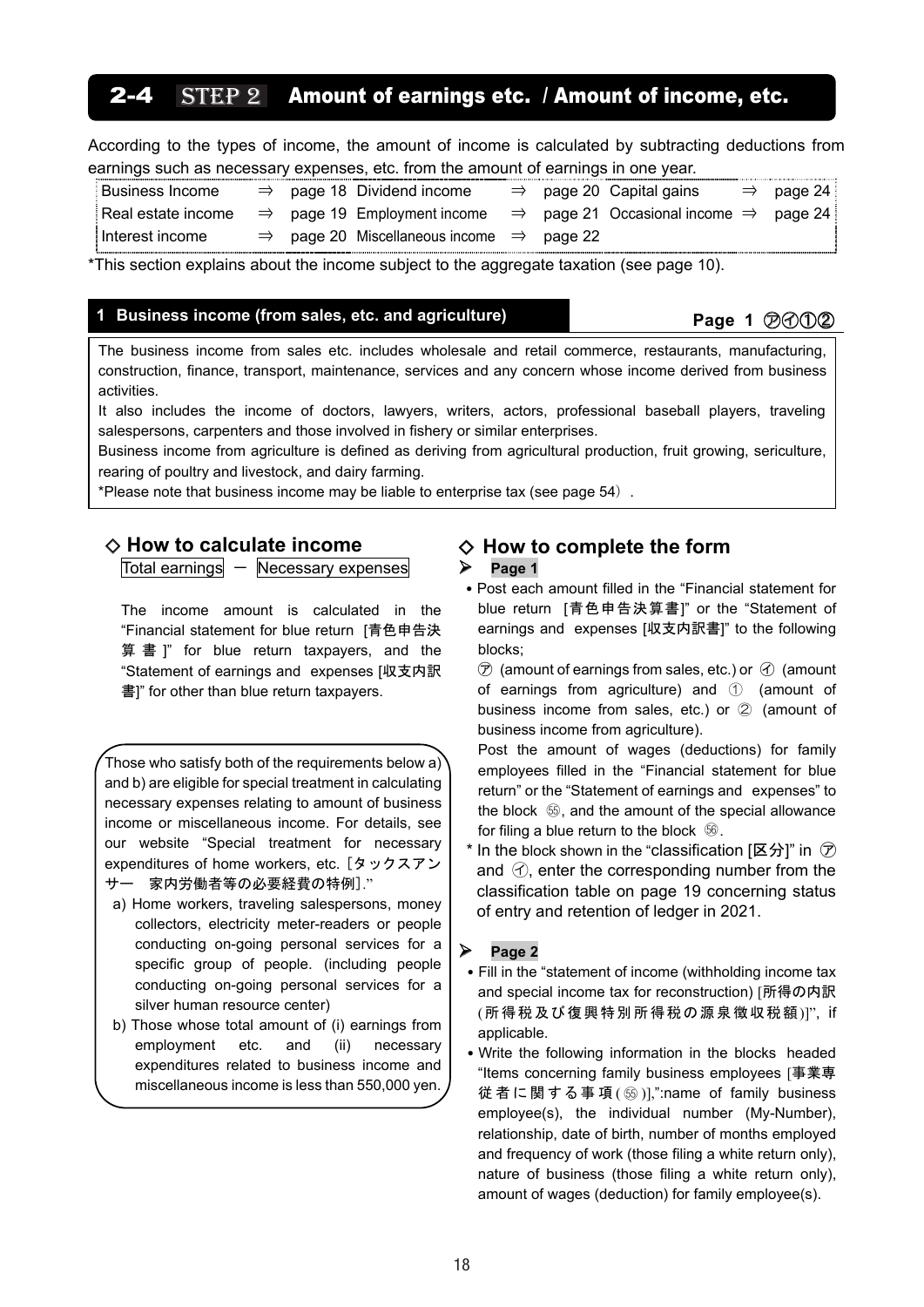## 2-4 STEP 2 Amount of earnings etc. / Amount of income, etc.

According to the types of income, the amount of income is calculated by subtracting deductions from earnings such as necessary expenses, etc. from the amount of earnings in one year.

| | | | | | |
|---|---|---|---|---|---|
| Business Income | ⇒ page 18 | Dividend income | ⇒ page 20 | Capital gains | ⇒ page 24 |
| Real estate income | ⇒ page 19 | Employment income | ⇒ page 21 | Occasional income | ⇒ page 24 |
| Interest income | ⇒ page 20 | Miscellaneous income | ⇒ page 22 | | |

*This section explains about the income subject to the aggregate taxation (see page 10).

### 1 Business income (from sales, etc. and agriculture)

**Page 1 ㋐㋑①②**

The business income from sales etc. includes wholesale and retail commerce, restaurants, manufacturing, construction, finance, transport, maintenance, services and any concern whose income derived from business activities.

It also includes the income of doctors, lawyers, writers, actors, professional baseball players, traveling salespersons, carpenters and those involved in fishery or similar enterprises.

Business income from agriculture is defined as deriving from agricultural production, fruit growing, sericulture, rearing of poultry and livestock, and dairy farming.

*Please note that business income may be liable to enterprise tax (see page 54).

### ◇ How to calculate income

Total earnings − Necessary expenses

The income amount is calculated in the "Financial statement for blue return [青色申告決算書]" for blue return taxpayers, and the "Statement of earnings and expenses [収支内訳書]" for other than blue return taxpayers.

Those who satisfy both of the requirements below a) and b) are eligible for special treatment in calculating necessary expenses relating to amount of business income or miscellaneous income. For details, see our website "Special treatment for necessary expenditures of home workers, etc. [タックスアンサー　家内労働者等の必要経費の特例]."

a) Home workers, traveling salespersons, money collectors, electricity meter-readers or people conducting on-going personal services for a specific group of people. (including people conducting on-going personal services for a silver human resource center)

b) Those whose total amount of (i) earnings from employment etc. and (ii) necessary expenditures related to business income and miscellaneous income is less than 550,000 yen.

### ◇ How to complete the form

➢ **Page 1**

- Post each amount filled in the "Financial statement for blue return [青色申告決算書]" or the "Statement of earnings and expenses [収支内訳書]" to the following blocks;

  ㋐ (amount of earnings from sales, etc.) or ㋑ (amount of earnings from agriculture) and ① (amount of business income from sales, etc.) or ② (amount of business income from agriculture).

  Post the amount of wages (deductions) for family employees filled in the "Financial statement for blue return" or the "Statement of earnings and expenses" to the block ㊺, and the amount of the special allowance for filing a blue return to the block ㊻.

\* In the block shown in the "classification [区分]" in ㋐ and ㋑, enter the corresponding number from the classification table on page 19 concerning status of entry and retention of ledger in 2021.

➢ **Page 2**

- Fill in the "statement of income (withholding income tax and special income tax for reconstruction) [所得の内訳(所得税及び復興特別所得税の源泉徴収税額)]", if applicable.
- Write the following information in the blocks headed "Items concerning family business employees [事業専従者に関する事項(㊺)]",":name of family business employee(s), the individual number (My-Number), relationship, date of birth, number of months employed and frequency of work (those filing a white return only), nature of business (those filing a white return only), amount of wages (deduction) for family employee(s).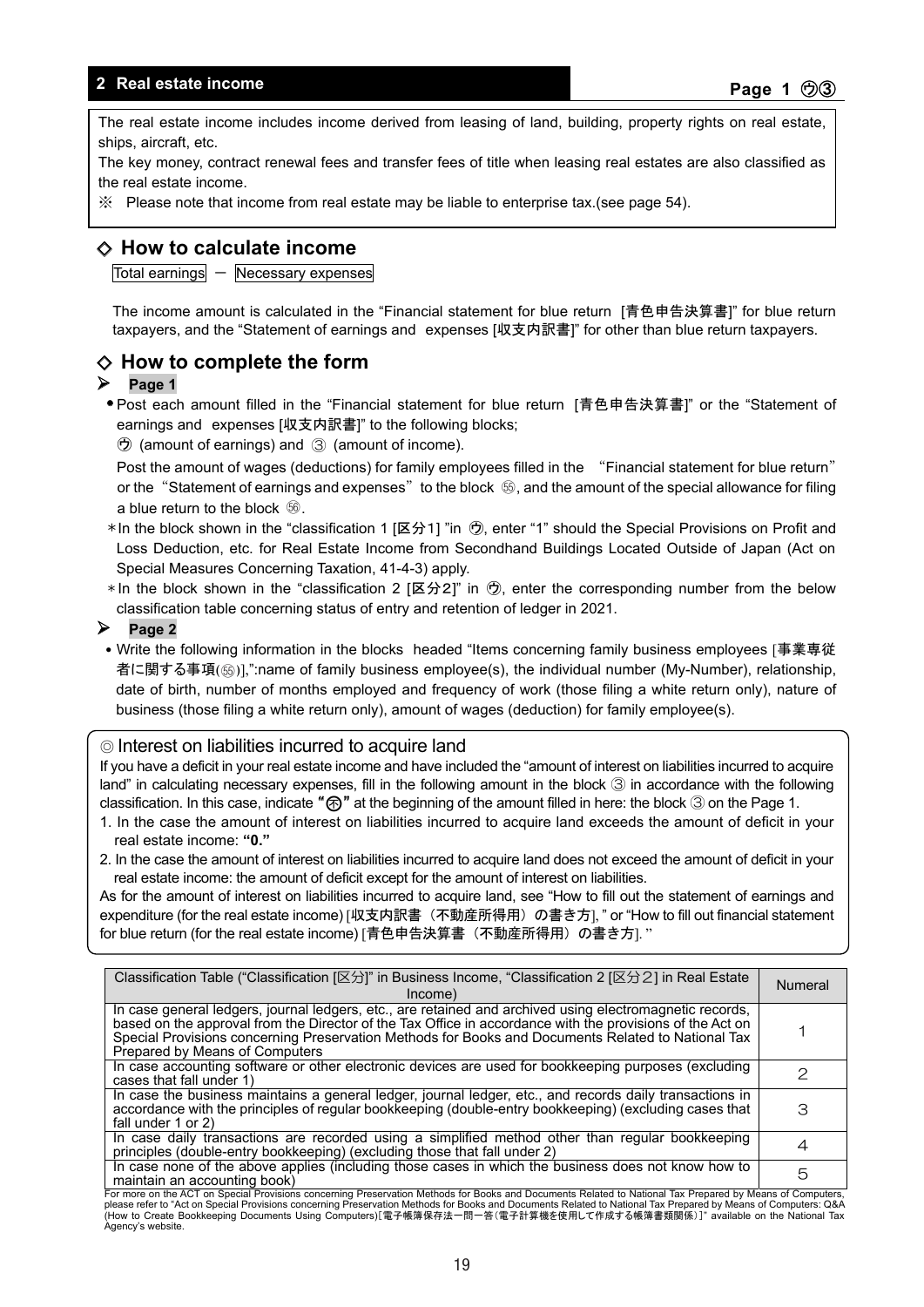## 2 Real estate income

Page 1 ㋒③

The real estate income includes income derived from leasing of land, building, property rights on real estate, ships, aircraft, etc.

The key money, contract renewal fees and transfer fees of title when leasing real estates are also classified as the real estate income.

※ Please note that income from real estate may be liable to enterprise tax.(see page 54).

### ◇ How to calculate income

Total earnings − Necessary expenses

The income amount is calculated in the "Financial statement for blue return [青色申告決算書]" for blue return taxpayers, and the "Statement of earnings and expenses [収支内訳書]" for other than blue return taxpayers.

### ◇ How to complete the form

➤ **Page 1**

- Post each amount filled in the "Financial statement for blue return [青色申告決算書]" or the "Statement of earnings and expenses [収支内訳書]" to the following blocks;

  ㋒ (amount of earnings) and ③ (amount of income).

  Post the amount of wages (deductions) for family employees filled in the "Financial statement for blue return" or the "Statement of earnings and expenses" to the block ㊺, and the amount of the special allowance for filing a blue return to the block ㊻.

- *In the block shown in the "classification 1 [区分1] "in ㋒, enter "1" should the Special Provisions on Profit and Loss Deduction, etc. for Real Estate Income from Secondhand Buildings Located Outside of Japan (Act on Special Measures Concerning Taxation, 41-4-3) apply.
- *In the block shown in the "classification 2 [区分2]" in ㋒, enter the corresponding number from the below classification table concerning status of entry and retention of ledger in 2021.

➤ **Page 2**

- Write the following information in the blocks headed "Items concerning family business employees [事業専従者に関する事項(㊺)]",":name of family business employee(s), the individual number (My-Number), relationship, date of birth, number of months employed and frequency of work (those filing a white return only), nature of business (those filing a white return only), amount of wages (deduction) for family employee(s).

◎ Interest on liabilities incurred to acquire land

If you have a deficit in your real estate income and have included the "amount of interest on liabilities incurred to acquire land" in calculating necessary expenses, fill in the following amount in the block ③ in accordance with the following classification. In this case, indicate **"㋭"** at the beginning of the amount filled in here: the block ③ on the Page 1.

1. In the case the amount of interest on liabilities incurred to acquire land exceeds the amount of deficit in your real estate income: **"0."**
2. In the case the amount of interest on liabilities incurred to acquire land does not exceed the amount of deficit in your real estate income: the amount of deficit except for the amount of interest on liabilities.

As for the amount of interest on liabilities incurred to acquire land, see "How to fill out the statement of earnings and expenditure (for the real estate income) [収支内訳書（不動産所得用）の書き方], " or "How to fill out financial statement for blue return (for the real estate income) [青色申告決算書（不動産所得用）の書き方]. "

| Classification Table ("Classification [区分]" in Business Income, "Classification 2 [区分2] in Real Estate Income) | Numeral |
|---|---|
| In case general ledgers, journal ledgers, etc., are retained and archived using electromagnetic records, based on the approval from the Director of the Tax Office in accordance with the provisions of the Act on Special Provisions concerning Preservation Methods for Books and Documents Related to National Tax Prepared by Means of Computers | 1 |
| In case accounting software or other electronic devices are used for bookkeeping purposes (excluding cases that fall under 1) | 2 |
| In case the business maintains a general ledger, journal ledger, etc., and records daily transactions in accordance with the principles of regular bookkeeping (double-entry bookkeeping) (excluding cases that fall under 1 or 2) | 3 |
| In case daily transactions are recorded using a simplified method other than regular bookkeeping principles (double-entry bookkeeping) (excluding those that fall under 2) | 4 |
| In case none of the above applies (including those cases in which the business does not know how to maintain an accounting book) | 5 |

For more on the ACT on Special Provisions concerning Preservation Methods for Books and Documents Related to National Tax Prepared by Means of Computers, please refer to "Act on Special Provisions concerning Preservation Methods for Books and Documents Related to National Tax Prepared by Means of Computers: Q&A (How to Create Bookkeeping Documents Using Computers)[電子帳簿保存法一問一答〔電子計算機を使用して作成する帳簿書類関係〕]" available on the National Tax Agency's website.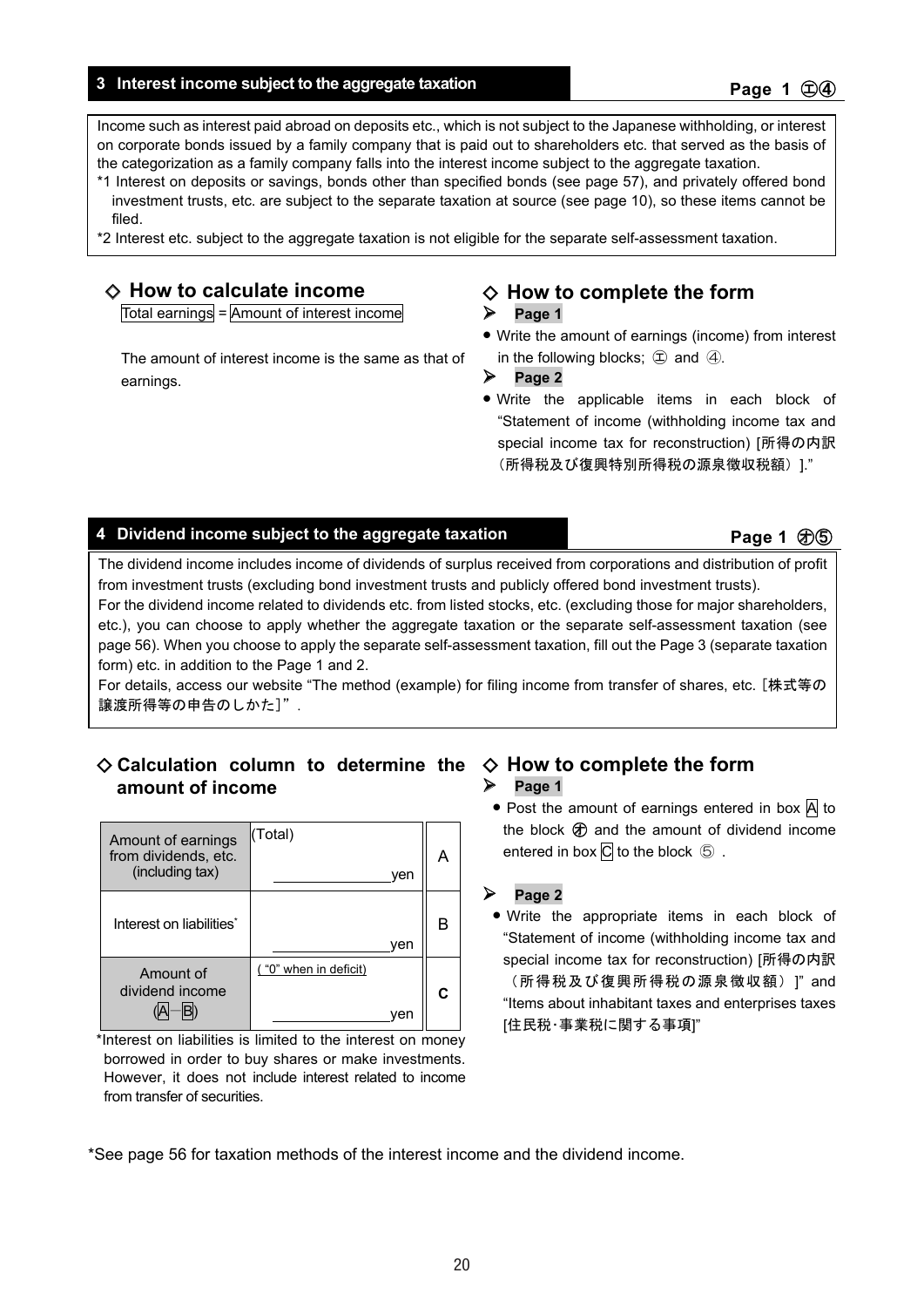## 3 Interest income subject to the aggregate taxation

**Page 1 ㊀④**

Income such as interest paid abroad on deposits etc., which is not subject to the Japanese withholding, or interest on corporate bonds issued by a family company that is paid out to shareholders etc. that served as the basis of the categorization as a family company falls into the interest income subject to the aggregate taxation.

*1 Interest on deposits or savings, bonds other than specified bonds (see page 57), and privately offered bond investment trusts, etc. are subject to the separate taxation at source (see page 10), so these items cannot be filed.

*2 Interest etc. subject to the aggregate taxation is not eligible for the separate self-assessment taxation.

### ◇ How to calculate income

Total earnings = Amount of interest income

The amount of interest income is the same as that of earnings.

### ◇ How to complete the form

➢ **Page 1**

- Write the amount of earnings (income) from interest in the following blocks; ㊀ and ④.

➢ **Page 2**

- Write the applicable items in each block of "Statement of income (withholding income tax and special income tax for reconstruction) [所得の内訳（所得税及び復興特別所得税の源泉徴収税額）]."

## 4 Dividend income subject to the aggregate taxation

**Page 1 ㋔⑤**

The dividend income includes income of dividends of surplus received from corporations and distribution of profit from investment trusts (excluding bond investment trusts and publicly offered bond investment trusts).

For the dividend income related to dividends etc. from listed stocks, etc. (excluding those for major shareholders, etc.), you can choose to apply whether the aggregate taxation or the separate self-assessment taxation (see page 56). When you choose to apply the separate self-assessment taxation, fill out the Page 3 (separate taxation form) etc. in addition to the Page 1 and 2.

For details, access our website "The method (example) for filing income from transfer of shares, etc. [株式等の譲渡所得等の申告のしかた]".

### ◇ Calculation column to determine the amount of income

| | | |
|---|---|---|
| Amount of earnings from dividends, etc. (including tax) | (Total) ______yen | A |
| Interest on liabilities* | ______yen | B |
| Amount of dividend income (A−B) | ( "0" when in deficit) ______yen | C |

*Interest on liabilities is limited to the interest on money borrowed in order to buy shares or make investments. However, it does not include interest related to income from transfer of securities.

### ◇ How to complete the form

➢ **Page 1**

- Post the amount of earnings entered in box A to the block ㋔ and the amount of dividend income entered in box C to the block ⑤ .

➢ **Page 2**

- Write the appropriate items in each block of "Statement of income (withholding income tax and special income tax for reconstruction) [所得の内訳（所得税及び復興所得税の源泉徴収額）]" and "Items about inhabitant taxes and enterprises taxes [住民税･事業税に関する事項]"

*See page 56 for taxation methods of the interest income and the dividend income.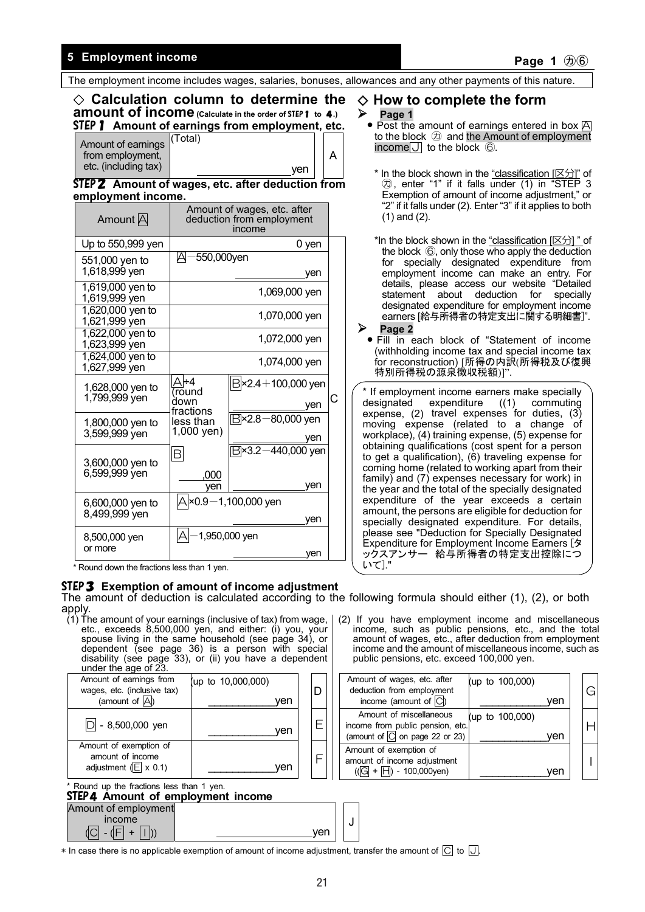## 5 Employment income

Page 1 ㋕⑥

The employment income includes wages, salaries, bonuses, allowances and any other payments of this nature.

### ◇ Calculation column to determine the amount of income (Calculate in the order of STEP 1 to 4.)

**STEP 1 Amount of earnings from employment, etc.**

| Amount of earnings from employment, etc. (including tax) | (Total) ______yen | A |
|---|---|---|

**STEP 2 Amount of wages, etc. after deduction from employment income.**

| Amount A | Amount of wages, etc. after deduction from employment income | | |
|---|---|---|---|
| Up to 550,999 yen | 0 yen | | C |
| 551,000 yen to 1,618,999 yen | A − 550,000yen ______yen | | |
| 1,619,000 yen to 1,619,999 yen | 1,069,000 yen | | |
| 1,620,000 yen to 1,621,999 yen | 1,070,000 yen | | |
| 1,622,000 yen to 1,623,999 yen | 1,072,000 yen | | |
| 1,624,000 yen to 1,627,999 yen | 1,074,000 yen | | |
| 1,628,000 yen to 1,799,999 yen | A÷4 (round down fractions less than 1,000 yen) B ____,000 yen | B×2.4＋100,000 yen ______yen | |
| 1,800,000 yen to 3,599,999 yen | | B×2.8−80,000 yen ______yen | |
| 3,600,000 yen to 6,599,999 yen | | B×3.2−440,000 yen ______yen | |
| 6,600,000 yen to 8,499,999 yen | A×0.9−1,100,000 yen ______yen | | |
| 8,500,000 yen or more | A−1,950,000 yen ______yen | | |

\* Round down the fractions less than 1 yen.

### ◇ How to complete the form

➢ **Page 1**

- Post the amount of earnings entered in box A to the block ㋕ and the Amount of employment income J to the block ⑥.

  \* In the block shown in the "classification [区分]" of ㋕, enter "1" if it falls under (1) in "STEP 3 Exemption of amount of income adjustment," or "2" if it falls under (2). Enter "3" if it applies to both (1) and (2).

  \*In the block shown in the "classification [区分] " of the block ⑥, only those who apply the deduction for specially designated expenditure from employment income can make an entry. For details, please access our website "Detailed statement about deduction for specially designated expenditure for employment income earners [給与所得者の特定支出に関する明細書]".

➢ **Page 2**

- Fill in each block of "Statement of income (withholding income tax and special income tax for reconstruction) [所得の内訳(所得税及び復興特別所得税の源泉徴収税額)]".

\* If employment income earners make specially designated expenditure ((1) commuting expense, (2) travel expenses for duties, (3) moving expense (related to a change of workplace), (4) training expense, (5) expense for obtaining qualifications (cost spent for a person to get a qualification), (6) traveling expense for coming home (related to working apart from their family) and (7) expenses necessary for work) in the year and the total of the specially designated expenditure of the year exceeds a certain amount, the persons are eligible for deduction for specially designated expenditure. For details, please see "Deduction for Specially Designated Expenditure for Employment Income Earners [タックスアンサー 給与所得者の特定支出控除について]."

**STEP 3 Exemption of amount of income adjustment**

The amount of deduction is calculated according to the following formula should either (1), (2), or both apply.

(1) The amount of your earnings (inclusive of tax) from wage, etc., exceeds 8,500,000 yen, and either: (i) you, your spouse living in the same household (see page 34), or dependent (see page 36) is a person with special disability (see page 33), or (ii) you have a dependent under the age of 23.

| Amount of earnings from wages, etc. (inclusive tax) (amount of A) | (up to 10,000,000) ______yen | D |
|---|---|---|
| D - 8,500,000 yen | ______yen | E |
| Amount of exemption of amount of income adjustment (E x 0.1) | ______yen | F |

\* Round up the fractions less than 1 yen.

(2) If you have employment income and miscellaneous income, such as public pensions, etc., and the total amount of wages, etc., after deduction from employment income and the amount of miscellaneous income, such as public pensions, etc. exceed 100,000 yen.

| Amount of wages, etc. after deduction from employment income (amount of C) | (up to 100,000) ______yen | G |
|---|---|---|
| Amount of miscellaneous income from public pension, etc. (amount of C on page 22 or 23) | (up to 100,000) ______yen | H |
| Amount of exemption of amount of income adjustment ((G + H) - 100,000yen) | ______yen | I |

**STEP 4 Amount of employment income**

| Amount of employment income (C - (F + I)) | ______yen | J |
|---|---|---|

\* In case there is no applicable exemption of amount of income adjustment, transfer the amount of C to J.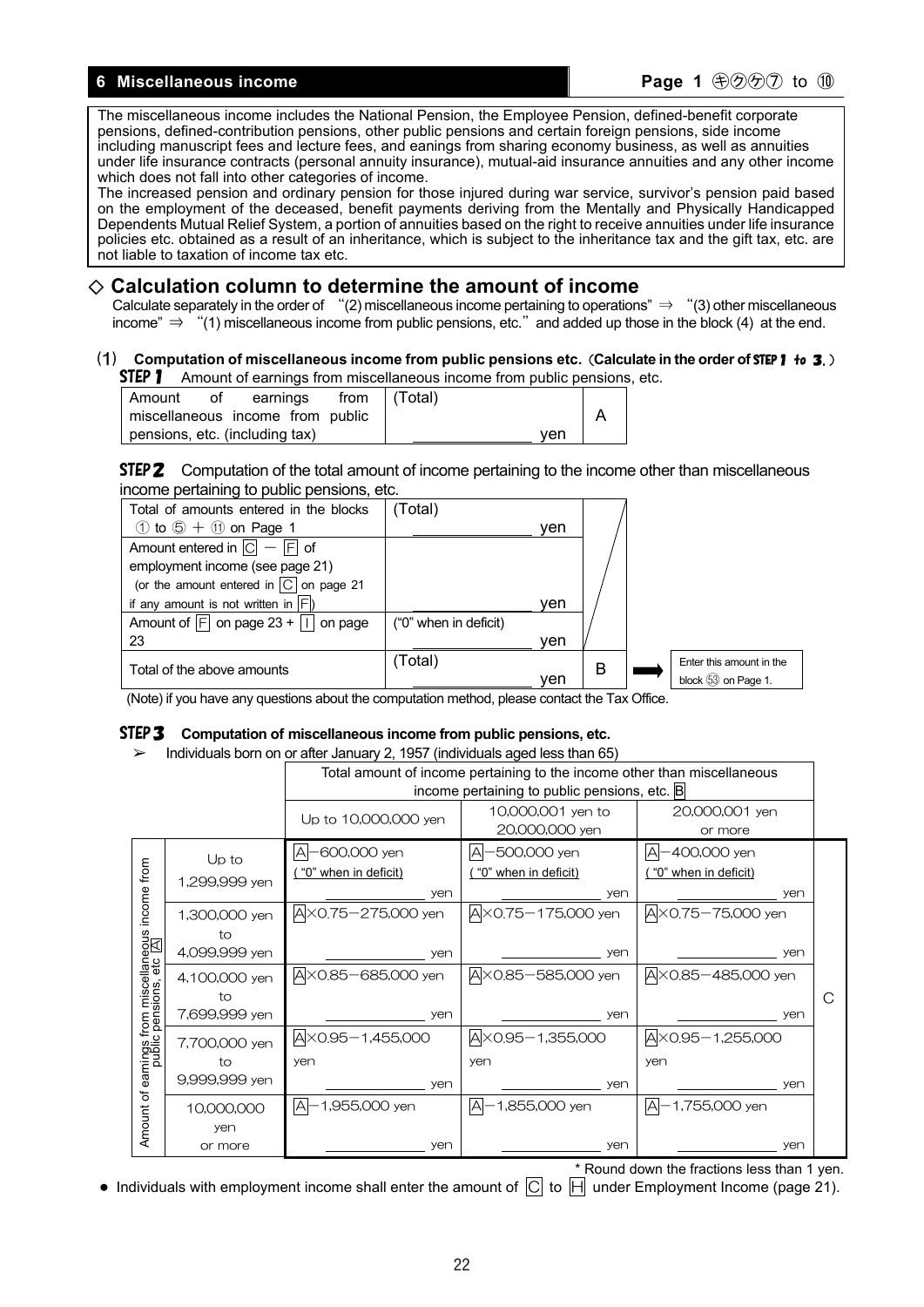## 6 Miscellaneous income

**Page 1 ㊎㊍㊌㊆ to ⑩**

The miscellaneous income includes the National Pension, the Employee Pension, defined-benefit corporate pensions, defined-contribution pensions, other public pensions and certain foreign pensions, side income including manuscript fees and lecture fees, and eanings from sharing economy business, as well as annuities under life insurance contracts (personal annuity insurance), mutual-aid insurance annuities and any other income which does not fall into other categories of income.

The increased pension and ordinary pension for those injured during war service, survivor's pension paid based on the employment of the deceased, benefit payments deriving from the Mentally and Physically Handicapped Dependents Mutual Relief System, a portion of annuities based on the right to receive annuities under life insurance policies etc. obtained as a result of an inheritance, which is subject to the inheritance tax and the gift tax, etc. are not liable to taxation of income tax etc.

## ◇ Calculation column to determine the amount of income

Calculate separately in the order of "(2) miscellaneous income pertaining to operations" ⇒ "(3) other miscellaneous income" ⇒ "(1) miscellaneous income from public pensions, etc." and added up those in the block (4) at the end.

### (1) Computation of miscellaneous income from public pensions etc. (Calculate in the order of STEP 1 to 3.)

**STEP 1** Amount of earnings from miscellaneous income from public pensions, etc.

| | | |
|---|---|---|
| Amount of earnings from miscellaneous income from public pensions, etc. (including tax) | (Total) ____ yen | A |

**STEP 2** Computation of the total amount of income pertaining to the income other than miscellaneous income pertaining to public pensions, etc.

| | | | |
|---|---|---|---|
| Total of amounts entered in the blocks ① to ⑤ + ⑪ on Page 1 | (Total) ____ yen | | |
| Amount entered in C − F of employment income (see page 21) (or the amount entered in C on page 21 if any amount is not written in F) | ____ yen | | |
| Amount of F on page 23 + I on page 23 | ("0" when in deficit) ____ yen | | |
| Total of the above amounts | (Total) ____ yen | B | ➡ Enter this amount in the block ㊸ on Page 1. |

(Note) if you have any questions about the computation method, please contact the Tax Office.

**STEP 3 Computation of miscellaneous income from public pensions, etc.**

➢ Individuals born on or after January 2, 1957 (individuals aged less than 65)

| Amount of earnings from miscellaneous income from public pensions, etc A | Total amount of income pertaining to the income other than miscellaneous income pertaining to public pensions, etc. B: Up to 10,000,000 yen | 10,000,001 yen to 20,000,000 yen | 20,000,001 yen or more | |
|---|---|---|---|---|
| Up to 1,299,999 yen | A−600,000 yen ("0" when in deficit) ____ yen | A−500,000 yen ("0" when in deficit) ____ yen | A−400,000 yen ("0" when in deficit) ____ yen | C |
| 1,300,000 yen to 4,099,999 yen | A×0.75−275,000 yen ____ yen | A×0.75−175,000 yen ____ yen | A×0.75−75,000 yen ____ yen | |
| 4,100,000 yen to 7,699,999 yen | A×0.85−685,000 yen ____ yen | A×0.85−585,000 yen ____ yen | A×0.85−485,000 yen ____ yen | |
| 7,700,000 yen to 9,999,999 yen | A×0.95−1,455,000 yen ____ yen | A×0.95−1,355,000 yen ____ yen | A×0.95−1,255,000 yen ____ yen | |
| 10,000,000 yen or more | A−1,955,000 yen ____ yen | A−1,855,000 yen ____ yen | A−1,755,000 yen ____ yen | |

\* Round down the fractions less than 1 yen.

● Individuals with employment income shall enter the amount of C to H under Employment Income (page 21).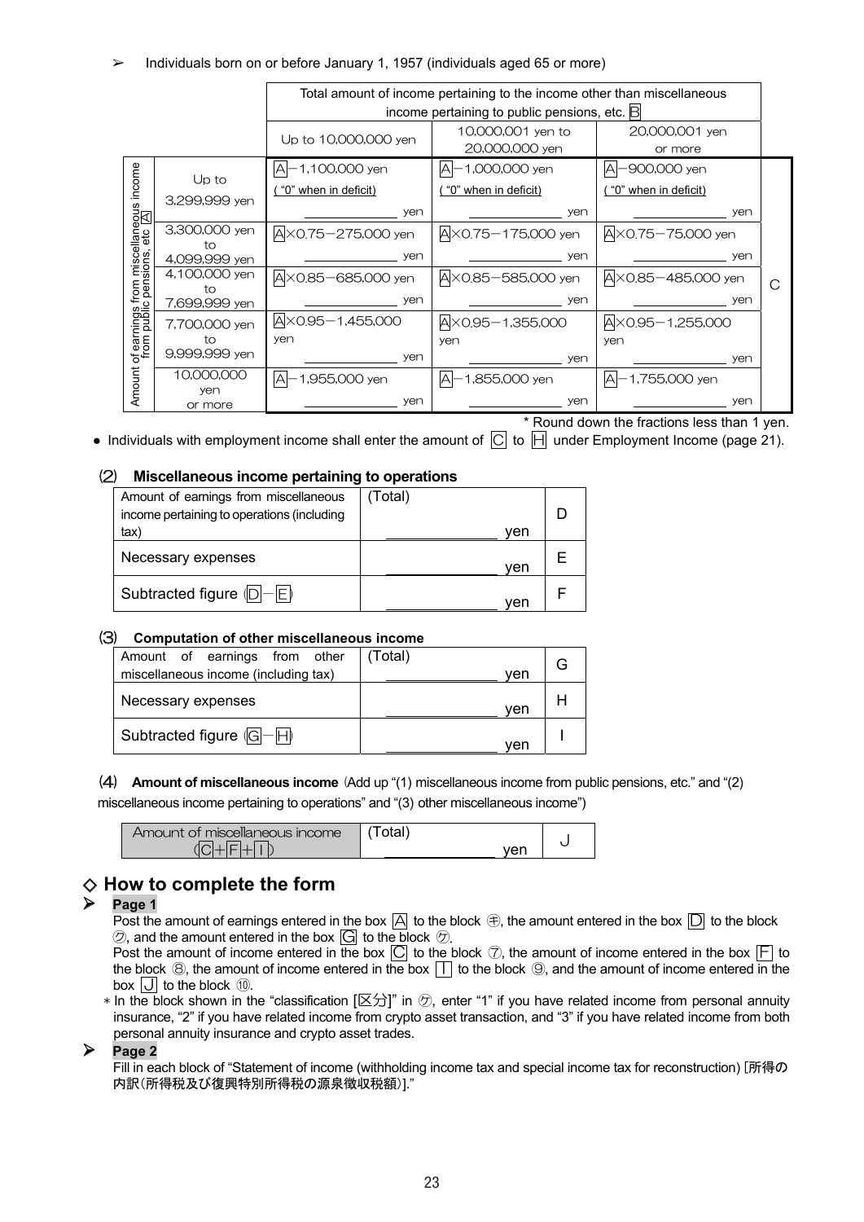➢ Individuals born on or before January 1, 1957 (individuals aged 65 or more)

| Amount of earnings from miscellaneous income from public pensions, etc A | | Total amount of income pertaining to the income other than miscellaneous income pertaining to public pensions, etc. B | | | |
|---|---|---|---|---|---|
| | | Up to 10,000,000 yen | 10,000,001 yen to 20,000,000 yen | 20,000,001 yen or more | |
| | Up to 3,299,999 yen | A−1,100,000 yen ("0" when in deficit) ____ yen | A−1,000,000 yen ("0" when in deficit) ____ yen | A−900,000 yen ("0" when in deficit) ____ yen | C |
| | 3,300,000 yen to 4,099,999 yen | A×0.75−275,000 yen ____ yen | A×0.75−175,000 yen ____ yen | A×0.75−75,000 yen ____ yen | |
| | 4,100,000 yen to 7,699,999 yen | A×0.85−685,000 yen ____ yen | A×0.85−585,000 yen ____ yen | A×0.85−485,000 yen ____ yen | |
| | 7,700,000 yen to 9,999,999 yen | A×0.95−1,455,000 yen ____ yen | A×0.95−1,355,000 yen ____ yen | A×0.95−1,255,000 yen ____ yen | |
| | 10,000,000 yen or more | A−1,955,000 yen ____ yen | A−1,855,000 yen ____ yen | A−1,755,000 yen ____ yen | |

* Round down the fractions less than 1 yen.

● Individuals with employment income shall enter the amount of C to H under Employment Income (page 21).

### (2) Miscellaneous income pertaining to operations

| | | |
|---|---|---|
| Amount of earnings from miscellaneous income pertaining to operations (including tax) | (Total) ____ yen | D |
| Necessary expenses | ____ yen | E |
| Subtracted figure (D−E) | ____ yen | F |

### (3) Computation of other miscellaneous income

| | | |
|---|---|---|
| Amount of earnings from other miscellaneous income (including tax) | (Total) ____ yen | G |
| Necessary expenses | ____ yen | H |
| Subtracted figure (G−H) | ____ yen | I |

### (4) Amount of miscellaneous income (Add up "(1) miscellaneous income from public pensions, etc." and "(2) miscellaneous income pertaining to operations" and "(3) other miscellaneous income")

| | | |
|---|---|---|
| Amount of miscellaneous income (C+F+I) | (Total) ____ yen | J |

## ◇ How to complete the form

➢ **Page 1**

Post the amount of earnings entered in the box A to the block ㋖, the amount entered in the box D to the block ㋗, and the amount entered in the box G to the block ㋘.

Post the amount of income entered in the box C to the block ⑦, the amount of income entered in the box F to the block ⑧, the amount of income entered in the box I to the block ⑨, and the amount of income entered in the box J to the block ⑩.

* In the block shown in the "classification [区分]" in ㋘, enter "1" if you have related income from personal annuity insurance, "2" if you have related income from crypto asset transaction, and "3" if you have related income from both personal annuity insurance and crypto asset trades.

➢ **Page 2**

Fill in each block of "Statement of income (withholding income tax and special income tax for reconstruction) [所得の内訳(所得税及び復興特別所得税の源泉徴収税額)]."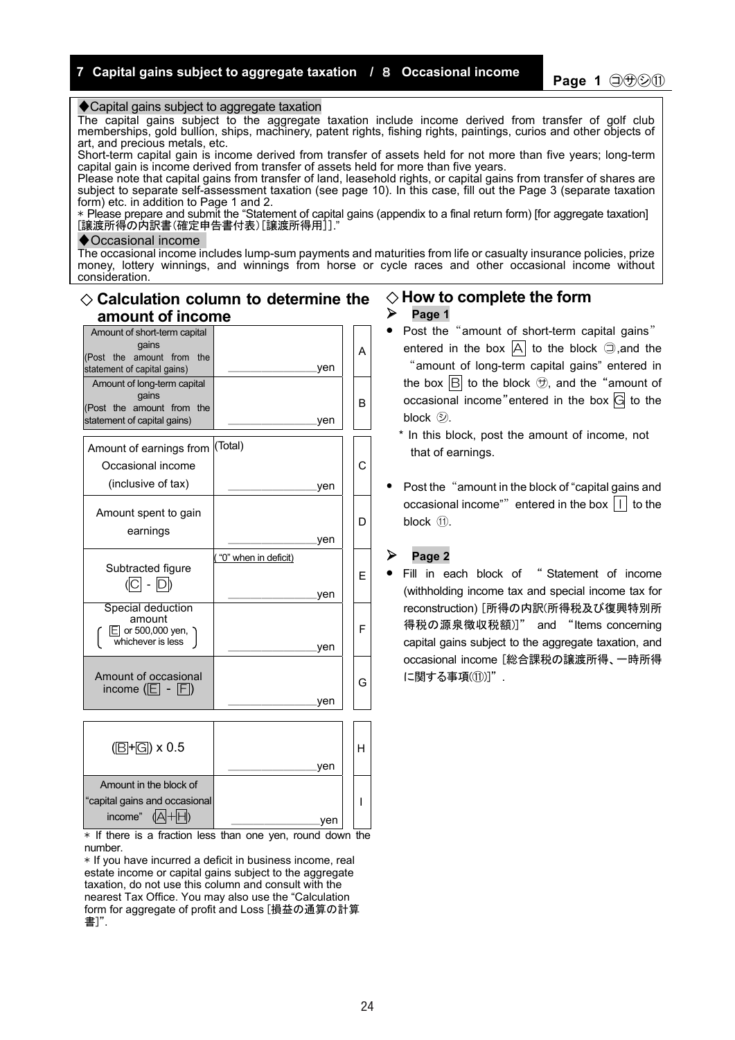## 7 Capital gains subject to aggregate taxation / 8 Occasional income

**Page 1 ㋙㋚㋛⑪**

◆Capital gains subject to aggregate taxation

The capital gains subject to the aggregate taxation include income derived from transfer of golf club memberships, gold bullion, ships, machinery, patent rights, fishing rights, paintings, curios and other objects of art, and precious metals, etc.

Short-term capital gain is income derived from transfer of assets held for not more than five years; long-term capital gain is income derived from transfer of assets held for more than five years.

Please note that capital gains from transfer of land, leasehold rights, or capital gains from transfer of shares are subject to separate self-assessment taxation (see page 10). In this case, fill out the Page 3 (separate taxation form) etc. in addition to Page 1 and 2.

* Please prepare and submit the "Statement of capital gains (appendix to a final return form) [for aggregate taxation] [譲渡所得の内訳書(確定申告書付表)[譲渡所得用]]."

◆Occasional income

The occasional income includes lump-sum payments and maturities from life or casualty insurance policies, prize money, lottery winnings, and winnings from horse or cycle races and other occasional income without consideration.

### ◇ Calculation column to determine the amount of income

| Item | Amount | |
|---|---|---|
| Amount of short-term capital gains (Post the amount from the statement of capital gains) | yen | A |
| Amount of long-term capital gains (Post the amount from the statement of capital gains) | yen | B |
| Amount of earnings from Occasional income (inclusive of tax) | (Total) yen | C |
| Amount spent to gain earnings | yen | D |
| Subtracted figure (C - D) | ("0" when in deficit) yen | E |
| Special deduction amount (E or 500,000 yen, whichever is less) | yen | F |
| Amount of occasional income (E - F) | yen | G |
| (B+G) x 0.5 | yen | H |
| Amount in the block of "capital gains and occasional income" (A+H) | yen | I |

* If there is a fraction less than one yen, round down the number.

* If you have incurred a deficit in business income, real estate income or capital gains subject to the aggregate taxation, do not use this column and consult with the nearest Tax Office. You may also use the "Calculation form for aggregate of profit and Loss [損益の通算の計算書]".

### ◇ How to complete the form

➢ **Page 1**

- Post the "amount of short-term capital gains" entered in the box A to the block ㋙,and the "amount of long-term capital gains" entered in the box B to the block ㋚, and the "amount of occasional income" entered in the box G to the block ㋛.
  * In this block, post the amount of income, not that of earnings.
- Post the "amount in the block of "capital gains and occasional income"" entered in the box I to the block ⑪.

➢ **Page 2**

- Fill in each block of "Statement of income (withholding income tax and special income tax for reconstruction) [所得の内訳(所得税及び復興特別所得税の源泉徴収税額)]" and "Items concerning capital gains subject to the aggregate taxation, and occasional income [総合課税の譲渡所得、一時所得に関する事項(⑪)]".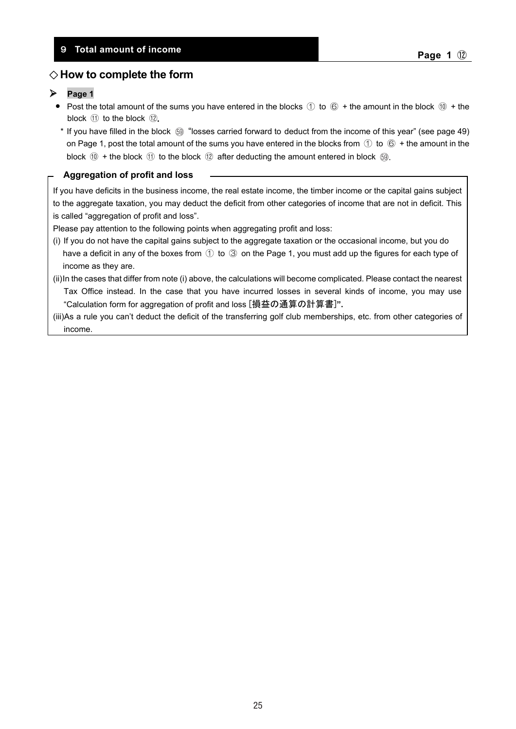## 9 Total amount of income

Page 1 ⑫

### ◇How to complete the form

- **Page 1**

- Post the total amount of the sums you have entered in the blocks ① to ⑥ + the amount in the block ⑩ + the block ⑪ to the block ⑫.
  - * If you have filled in the block ㊾ "losses carried forward to deduct from the income of this year" (see page 49) on Page 1, post the total amount of the sums you have entered in the blocks from ① to ⑥ + the amount in the block ⑩ + the block ⑪ to the block ⑫ after deducting the amount entered in block ㊾.

**Aggregation of profit and loss**

If you have deficits in the business income, the real estate income, the timber income or the capital gains subject to the aggregate taxation, you may deduct the deficit from other categories of income that are not in deficit. This is called "aggregation of profit and loss".

Please pay attention to the following points when aggregating profit and loss:

(i) If you do not have the capital gains subject to the aggregate taxation or the occasional income, but you do have a deficit in any of the boxes from ① to ③ on the Page 1, you must add up the figures for each type of income as they are.

(ii)In the cases that differ from note (i) above, the calculations will become complicated. Please contact the nearest Tax Office instead. In the case that you have incurred losses in several kinds of income, you may use "Calculation form for aggregation of profit and loss [損益の通算の計算書]".

(iii)As a rule you can't deduct the deficit of the transferring golf club memberships, etc. from other categories of income.